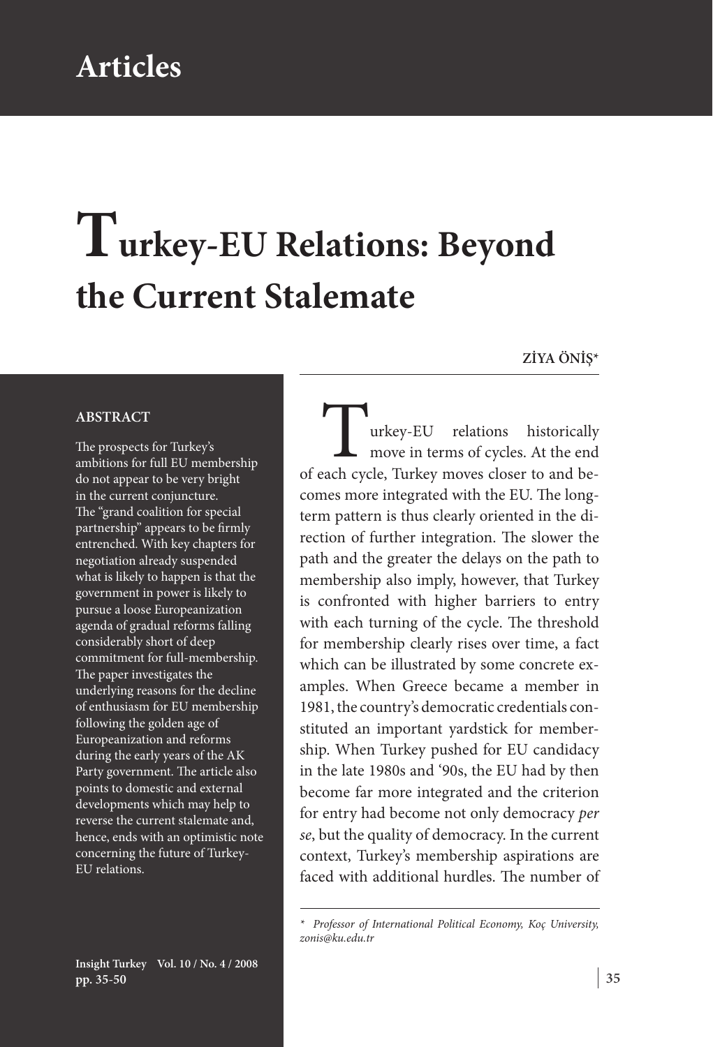# Articles

# Turkey-EU Relations: Beyond the Current Stalemate

**ZİYA ÖNİŞ***

**ABSTRACT**

The prospects for Turkey's ambitions for full EU membership do not appear to be very bright in the current conjuncture. The "grand coalition for special partnership" appears to be firmly entrenched. With key chapters for negotiation already suspended what is likely to happen is that the government in power is likely to pursue a loose Europeanization agenda of gradual reforms falling considerably short of deep commitment for full-membership. The paper investigates the underlying reasons for the decline of enthusiasm for EU membership following the golden age of Europeanization and reforms during the early years of the AK Party government. The article also points to domestic and external developments which may help to reverse the current stalemate and, hence, ends with an optimistic note concerning the future of Turkey-EU relations.

Turkey-EU relations historically move in terms of cycles. At the end of each cycle, Turkey moves closer to and becomes more integrated with the EU. The long-term pattern is thus clearly oriented in the direction of further integration. The slower the path and the greater the delays on the path to membership also imply, however, that Turkey is confronted with higher barriers to entry with each turning of the cycle. The threshold for membership clearly rises over time, a fact which can be illustrated by some concrete examples. When Greece became a member in 1981, the country's democratic credentials constituted an important yardstick for membership. When Turkey pushed for EU candidacy in the late 1980s and '90s, the EU had by then become far more integrated and the criterion for entry had become not only democracy *per se*, but the quality of democracy. In the current context, Turkey's membership aspirations are faced with additional hurdles. The number of

\* *Professor of International Political Economy, Koç University, zonis@ku.edu.tr*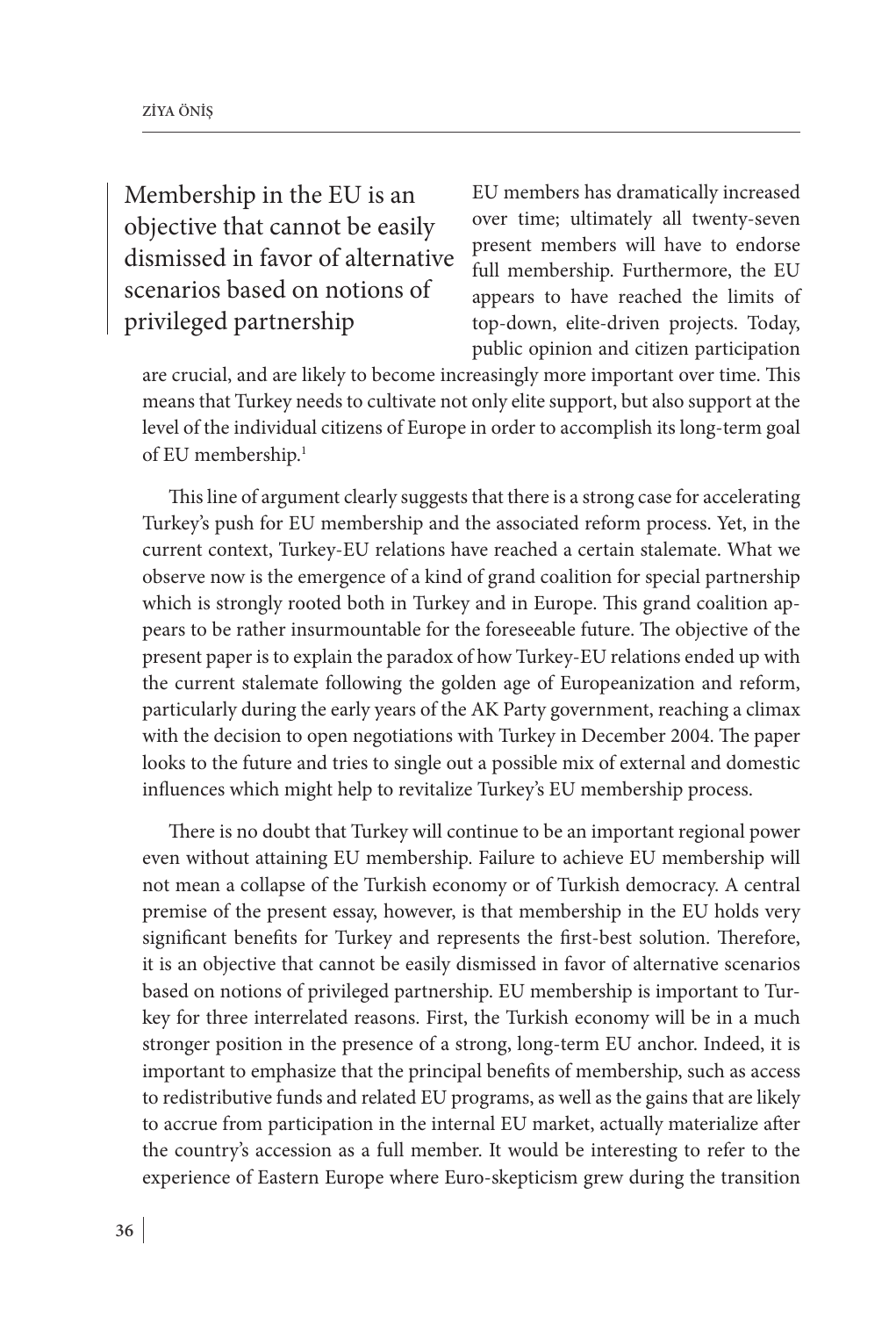> Membership in the EU is an objective that cannot be easily dismissed in favor of alternative scenarios based on notions of privileged partnership

EU members has dramatically increased over time; ultimately all twenty-seven present members will have to endorse full membership. Furthermore, the EU appears to have reached the limits of top-down, elite-driven projects. Today, public opinion and citizen participation are crucial, and are likely to become increasingly more important over time. This means that Turkey needs to cultivate not only elite support, but also support at the level of the individual citizens of Europe in order to accomplish its long-term goal of EU membership.[1]

This line of argument clearly suggests that there is a strong case for accelerating Turkey's push for EU membership and the associated reform process. Yet, in the current context, Turkey-EU relations have reached a certain stalemate. What we observe now is the emergence of a kind of grand coalition for special partnership which is strongly rooted both in Turkey and in Europe. This grand coalition appears to be rather insurmountable for the foreseeable future. The objective of the present paper is to explain the paradox of how Turkey-EU relations ended up with the current stalemate following the golden age of Europeanization and reform, particularly during the early years of the AK Party government, reaching a climax with the decision to open negotiations with Turkey in December 2004. The paper looks to the future and tries to single out a possible mix of external and domestic influences which might help to revitalize Turkey's EU membership process.

There is no doubt that Turkey will continue to be an important regional power even without attaining EU membership. Failure to achieve EU membership will not mean a collapse of the Turkish economy or of Turkish democracy. A central premise of the present essay, however, is that membership in the EU holds very significant benefits for Turkey and represents the first-best solution. Therefore, it is an objective that cannot be easily dismissed in favor of alternative scenarios based on notions of privileged partnership. EU membership is important to Turkey for three interrelated reasons. First, the Turkish economy will be in a much stronger position in the presence of a strong, long-term EU anchor. Indeed, it is important to emphasize that the principal benefits of membership, such as access to redistributive funds and related EU programs, as well as the gains that are likely to accrue from participation in the internal EU market, actually materialize after the country's accession as a full member. It would be interesting to refer to the experience of Eastern Europe where Euro-skepticism grew during the transition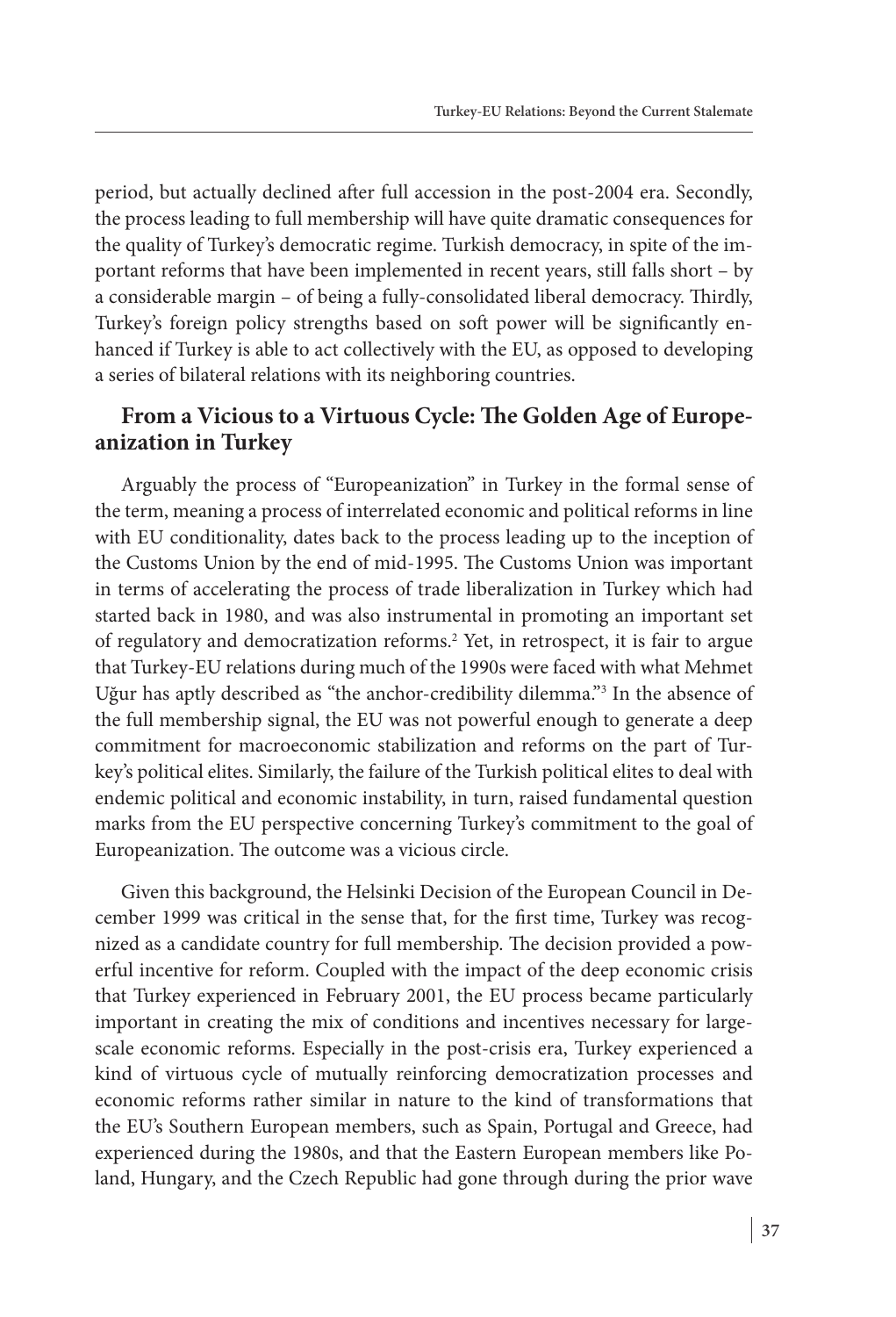period, but actually declined after full accession in the post-2004 era. Secondly, the process leading to full membership will have quite dramatic consequences for the quality of Turkey's democratic regime. Turkish democracy, in spite of the important reforms that have been implemented in recent years, still falls short – by a considerable margin – of being a fully-consolidated liberal democracy. Thirdly, Turkey's foreign policy strengths based on soft power will be significantly enhanced if Turkey is able to act collectively with the EU, as opposed to developing a series of bilateral relations with its neighboring countries.

## From a Vicious to a Virtuous Cycle: The Golden Age of Europeanization in Turkey

Arguably the process of "Europeanization" in Turkey in the formal sense of the term, meaning a process of interrelated economic and political reforms in line with EU conditionality, dates back to the process leading up to the inception of the Customs Union by the end of mid-1995. The Customs Union was important in terms of accelerating the process of trade liberalization in Turkey which had started back in 1980, and was also instrumental in promoting an important set of regulatory and democratization reforms.[2] Yet, in retrospect, it is fair to argue that Turkey-EU relations during much of the 1990s were faced with what Mehmet Uğur has aptly described as "the anchor-credibility dilemma."[3] In the absence of the full membership signal, the EU was not powerful enough to generate a deep commitment for macroeconomic stabilization and reforms on the part of Turkey's political elites. Similarly, the failure of the Turkish political elites to deal with endemic political and economic instability, in turn, raised fundamental question marks from the EU perspective concerning Turkey's commitment to the goal of Europeanization. The outcome was a vicious circle.

Given this background, the Helsinki Decision of the European Council in December 1999 was critical in the sense that, for the first time, Turkey was recognized as a candidate country for full membership. The decision provided a powerful incentive for reform. Coupled with the impact of the deep economic crisis that Turkey experienced in February 2001, the EU process became particularly important in creating the mix of conditions and incentives necessary for large-scale economic reforms. Especially in the post-crisis era, Turkey experienced a kind of virtuous cycle of mutually reinforcing democratization processes and economic reforms rather similar in nature to the kind of transformations that the EU's Southern European members, such as Spain, Portugal and Greece, had experienced during the 1980s, and that the Eastern European members like Poland, Hungary, and the Czech Republic had gone through during the prior wave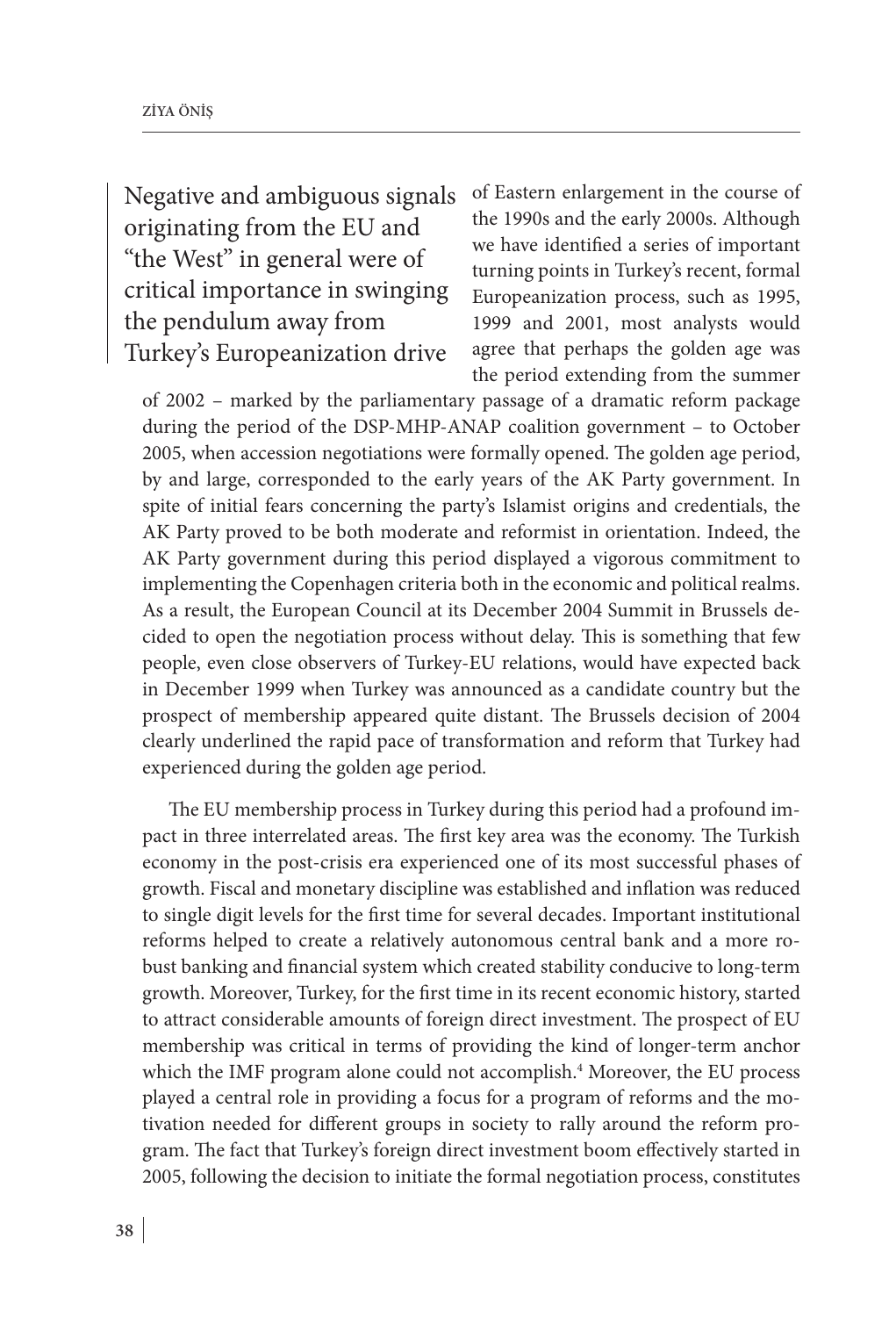> Negative and ambiguous signals originating from the EU and "the West" in general were of critical importance in swinging the pendulum away from Turkey's Europeanization drive

of Eastern enlargement in the course of the 1990s and the early 2000s. Although we have identified a series of important turning points in Turkey's recent, formal Europeanization process, such as 1995, 1999 and 2001, most analysts would agree that perhaps the golden age was the period extending from the summer of 2002 – marked by the parliamentary passage of a dramatic reform package during the period of the DSP-MHP-ANAP coalition government – to October 2005, when accession negotiations were formally opened. The golden age period, by and large, corresponded to the early years of the AK Party government. In spite of initial fears concerning the party's Islamist origins and credentials, the AK Party proved to be both moderate and reformist in orientation. Indeed, the AK Party government during this period displayed a vigorous commitment to implementing the Copenhagen criteria both in the economic and political realms. As a result, the European Council at its December 2004 Summit in Brussels decided to open the negotiation process without delay. This is something that few people, even close observers of Turkey-EU relations, would have expected back in December 1999 when Turkey was announced as a candidate country but the prospect of membership appeared quite distant. The Brussels decision of 2004 clearly underlined the rapid pace of transformation and reform that Turkey had experienced during the golden age period.

The EU membership process in Turkey during this period had a profound impact in three interrelated areas. The first key area was the economy. The Turkish economy in the post-crisis era experienced one of its most successful phases of growth. Fiscal and monetary discipline was established and inflation was reduced to single digit levels for the first time for several decades. Important institutional reforms helped to create a relatively autonomous central bank and a more robust banking and financial system which created stability conducive to long-term growth. Moreover, Turkey, for the first time in its recent economic history, started to attract considerable amounts of foreign direct investment. The prospect of EU membership was critical in terms of providing the kind of longer-term anchor which the IMF program alone could not accomplish.[4] Moreover, the EU process played a central role in providing a focus for a program of reforms and the motivation needed for different groups in society to rally around the reform program. The fact that Turkey's foreign direct investment boom effectively started in 2005, following the decision to initiate the formal negotiation process, constitutes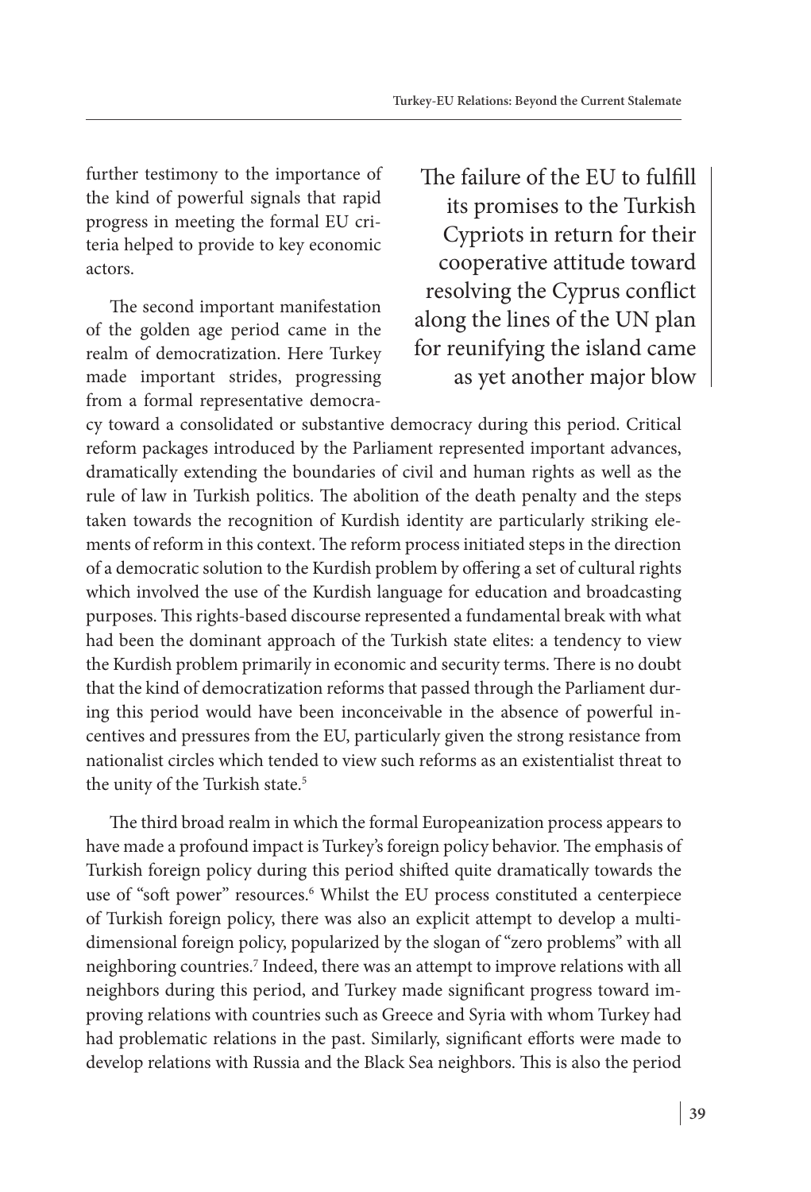further testimony to the importance of the kind of powerful signals that rapid progress in meeting the formal EU criteria helped to provide to key economic actors.

> The failure of the EU to fulfill its promises to the Turkish Cypriots in return for their cooperative attitude toward resolving the Cyprus conflict along the lines of the UN plan for reunifying the island came as yet another major blow

The second important manifestation of the golden age period came in the realm of democratization. Here Turkey made important strides, progressing from a formal representative democracy toward a consolidated or substantive democracy during this period. Critical reform packages introduced by the Parliament represented important advances, dramatically extending the boundaries of civil and human rights as well as the rule of law in Turkish politics. The abolition of the death penalty and the steps taken towards the recognition of Kurdish identity are particularly striking elements of reform in this context. The reform process initiated steps in the direction of a democratic solution to the Kurdish problem by offering a set of cultural rights which involved the use of the Kurdish language for education and broadcasting purposes. This rights-based discourse represented a fundamental break with what had been the dominant approach of the Turkish state elites: a tendency to view the Kurdish problem primarily in economic and security terms. There is no doubt that the kind of democratization reforms that passed through the Parliament during this period would have been inconceivable in the absence of powerful incentives and pressures from the EU, particularly given the strong resistance from nationalist circles which tended to view such reforms as an existentialist threat to the unity of the Turkish state.[5]

The third broad realm in which the formal Europeanization process appears to have made a profound impact is Turkey's foreign policy behavior. The emphasis of Turkish foreign policy during this period shifted quite dramatically towards the use of "soft power" resources.[6] Whilst the EU process constituted a centerpiece of Turkish foreign policy, there was also an explicit attempt to develop a multi-dimensional foreign policy, popularized by the slogan of "zero problems" with all neighboring countries.[7] Indeed, there was an attempt to improve relations with all neighbors during this period, and Turkey made significant progress toward improving relations with countries such as Greece and Syria with whom Turkey had had problematic relations in the past. Similarly, significant efforts were made to develop relations with Russia and the Black Sea neighbors. This is also the period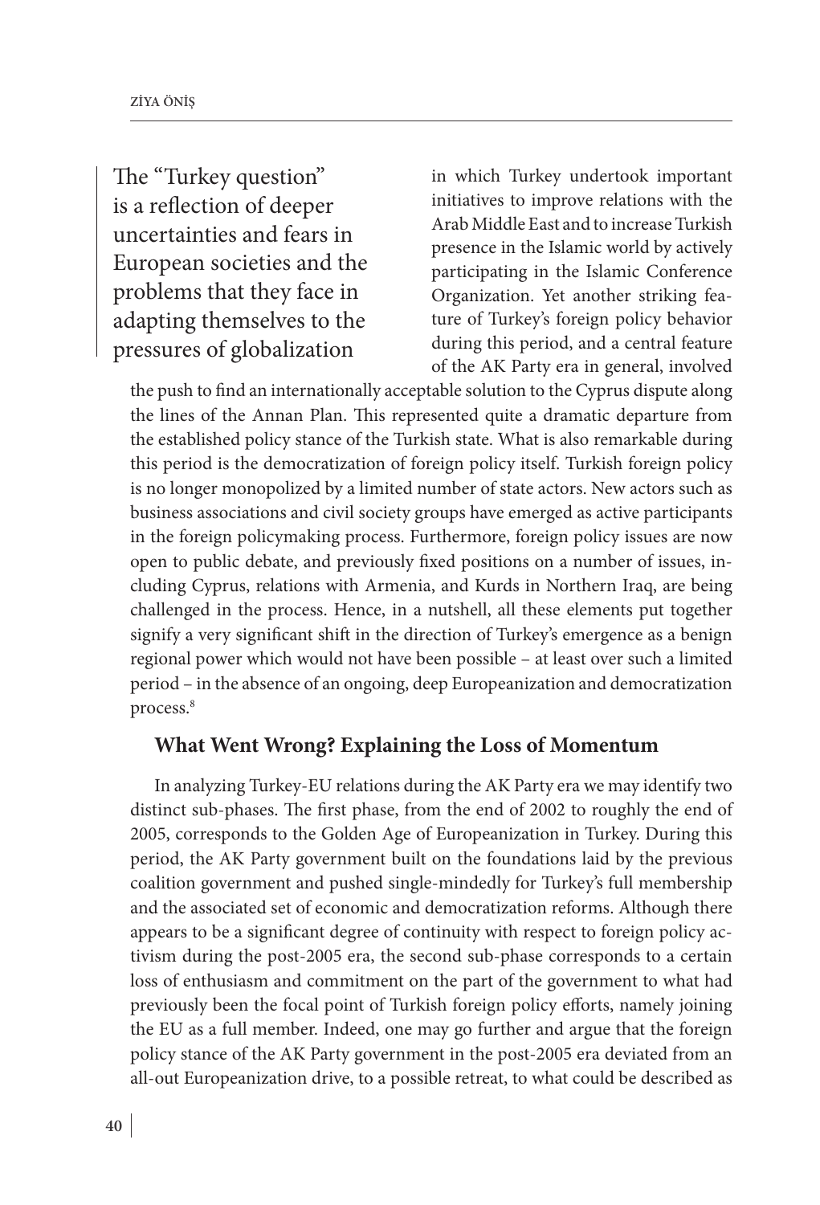> The "Turkey question" is a reflection of deeper uncertainties and fears in European societies and the problems that they face in adapting themselves to the pressures of globalization

in which Turkey undertook important initiatives to improve relations with the Arab Middle East and to increase Turkish presence in the Islamic world by actively participating in the Islamic Conference Organization. Yet another striking feature of Turkey's foreign policy behavior during this period, and a central feature of the AK Party era in general, involved the push to find an internationally acceptable solution to the Cyprus dispute along the lines of the Annan Plan. This represented quite a dramatic departure from the established policy stance of the Turkish state. What is also remarkable during this period is the democratization of foreign policy itself. Turkish foreign policy is no longer monopolized by a limited number of state actors. New actors such as business associations and civil society groups have emerged as active participants in the foreign policymaking process. Furthermore, foreign policy issues are now open to public debate, and previously fixed positions on a number of issues, including Cyprus, relations with Armenia, and Kurds in Northern Iraq, are being challenged in the process. Hence, in a nutshell, all these elements put together signify a very significant shift in the direction of Turkey's emergence as a benign regional power which would not have been possible – at least over such a limited period – in the absence of an ongoing, deep Europeanization and democratization process.[8]

## What Went Wrong? Explaining the Loss of Momentum

In analyzing Turkey-EU relations during the AK Party era we may identify two distinct sub-phases. The first phase, from the end of 2002 to roughly the end of 2005, corresponds to the Golden Age of Europeanization in Turkey. During this period, the AK Party government built on the foundations laid by the previous coalition government and pushed single-mindedly for Turkey's full membership and the associated set of economic and democratization reforms. Although there appears to be a significant degree of continuity with respect to foreign policy activism during the post-2005 era, the second sub-phase corresponds to a certain loss of enthusiasm and commitment on the part of the government to what had previously been the focal point of Turkish foreign policy efforts, namely joining the EU as a full member. Indeed, one may go further and argue that the foreign policy stance of the AK Party government in the post-2005 era deviated from an all-out Europeanization drive, to a possible retreat, to what could be described as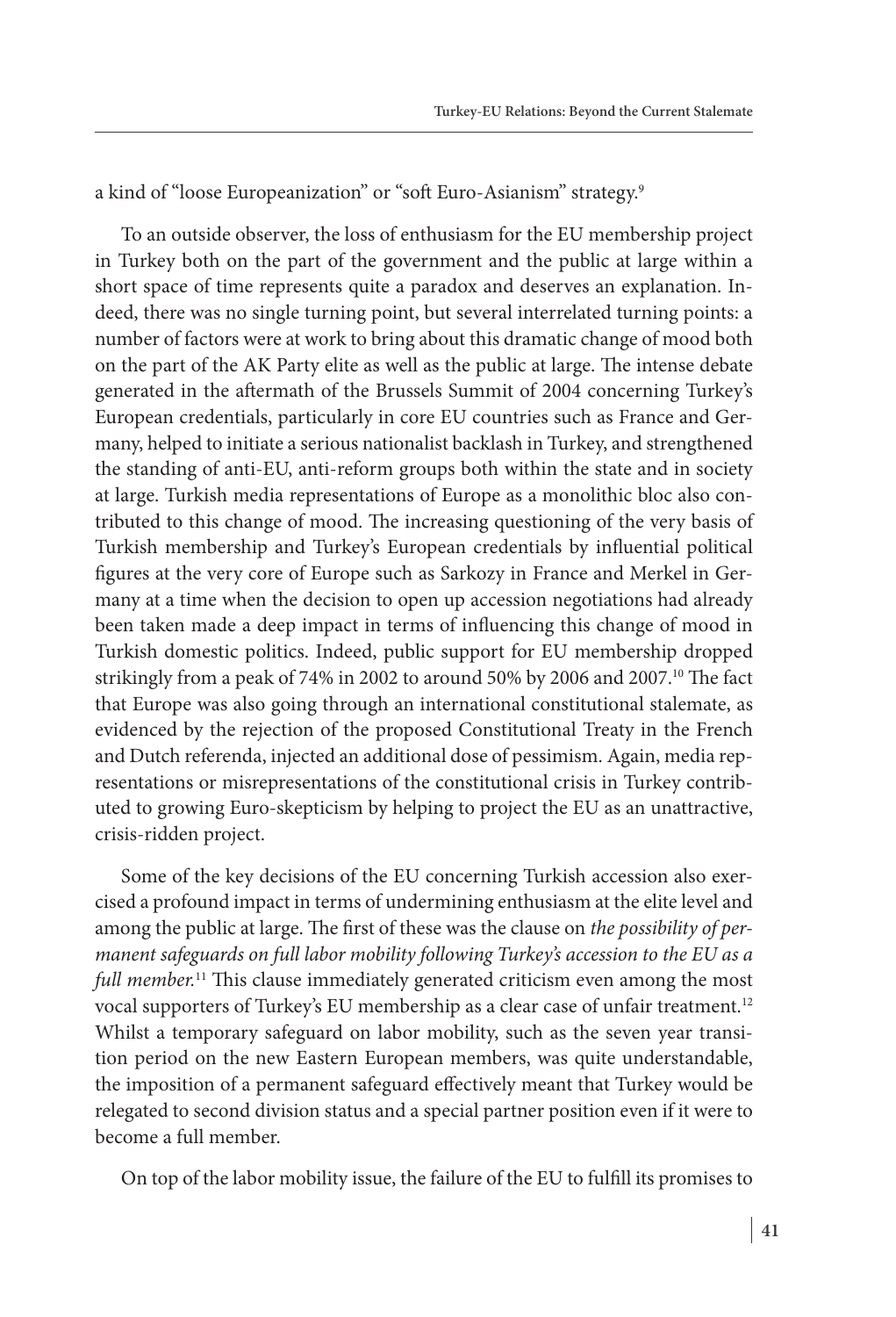a kind of "loose Europeanization" or "soft Euro-Asianism" strategy.[9]

To an outside observer, the loss of enthusiasm for the EU membership project in Turkey both on the part of the government and the public at large within a short space of time represents quite a paradox and deserves an explanation. Indeed, there was no single turning point, but several interrelated turning points: a number of factors were at work to bring about this dramatic change of mood both on the part of the AK Party elite as well as the public at large. The intense debate generated in the aftermath of the Brussels Summit of 2004 concerning Turkey's European credentials, particularly in core EU countries such as France and Germany, helped to initiate a serious nationalist backlash in Turkey, and strengthened the standing of anti-EU, anti-reform groups both within the state and in society at large. Turkish media representations of Europe as a monolithic bloc also contributed to this change of mood. The increasing questioning of the very basis of Turkish membership and Turkey's European credentials by influential political figures at the very core of Europe such as Sarkozy in France and Merkel in Germany at a time when the decision to open up accession negotiations had already been taken made a deep impact in terms of influencing this change of mood in Turkish domestic politics. Indeed, public support for EU membership dropped strikingly from a peak of 74% in 2002 to around 50% by 2006 and 2007.[10] The fact that Europe was also going through an international constitutional stalemate, as evidenced by the rejection of the proposed Constitutional Treaty in the French and Dutch referenda, injected an additional dose of pessimism. Again, media representations or misrepresentations of the constitutional crisis in Turkey contributed to growing Euro-skepticism by helping to project the EU as an unattractive, crisis-ridden project.

Some of the key decisions of the EU concerning Turkish accession also exercised a profound impact in terms of undermining enthusiasm at the elite level and among the public at large. The first of these was the clause on *the possibility of permanent safeguards on full labor mobility following Turkey's accession to the EU as a full member.*[11] This clause immediately generated criticism even among the most vocal supporters of Turkey's EU membership as a clear case of unfair treatment.[12] Whilst a temporary safeguard on labor mobility, such as the seven year transition period on the new Eastern European members, was quite understandable, the imposition of a permanent safeguard effectively meant that Turkey would be relegated to second division status and a special partner position even if it were to become a full member.

On top of the labor mobility issue, the failure of the EU to fulfill its promises to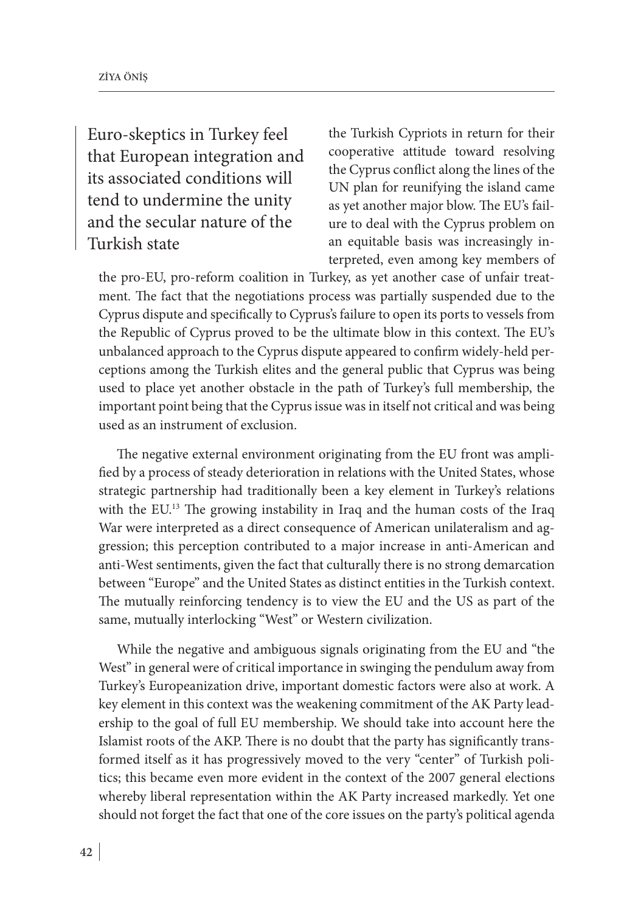> Euro-skeptics in Turkey feel that European integration and its associated conditions will tend to undermine the unity and the secular nature of the Turkish state

the Turkish Cypriots in return for their cooperative attitude toward resolving the Cyprus conflict along the lines of the UN plan for reunifying the island came as yet another major blow. The EU's failure to deal with the Cyprus problem on an equitable basis was increasingly interpreted, even among key members of the pro-EU, pro-reform coalition in Turkey, as yet another case of unfair treatment. The fact that the negotiations process was partially suspended due to the Cyprus dispute and specifically to Cyprus's failure to open its ports to vessels from the Republic of Cyprus proved to be the ultimate blow in this context. The EU's unbalanced approach to the Cyprus dispute appeared to confirm widely-held perceptions among the Turkish elites and the general public that Cyprus was being used to place yet another obstacle in the path of Turkey's full membership, the important point being that the Cyprus issue was in itself not critical and was being used as an instrument of exclusion.

The negative external environment originating from the EU front was amplified by a process of steady deterioration in relations with the United States, whose strategic partnership had traditionally been a key element in Turkey's relations with the EU.[13] The growing instability in Iraq and the human costs of the Iraq War were interpreted as a direct consequence of American unilateralism and aggression; this perception contributed to a major increase in anti-American and anti-West sentiments, given the fact that culturally there is no strong demarcation between "Europe" and the United States as distinct entities in the Turkish context. The mutually reinforcing tendency is to view the EU and the US as part of the same, mutually interlocking "West" or Western civilization.

While the negative and ambiguous signals originating from the EU and "the West" in general were of critical importance in swinging the pendulum away from Turkey's Europeanization drive, important domestic factors were also at work. A key element in this context was the weakening commitment of the AK Party leadership to the goal of full EU membership. We should take into account here the Islamist roots of the AKP. There is no doubt that the party has significantly transformed itself as it has progressively moved to the very "center" of Turkish politics; this became even more evident in the context of the 2007 general elections whereby liberal representation within the AK Party increased markedly. Yet one should not forget the fact that one of the core issues on the party's political agenda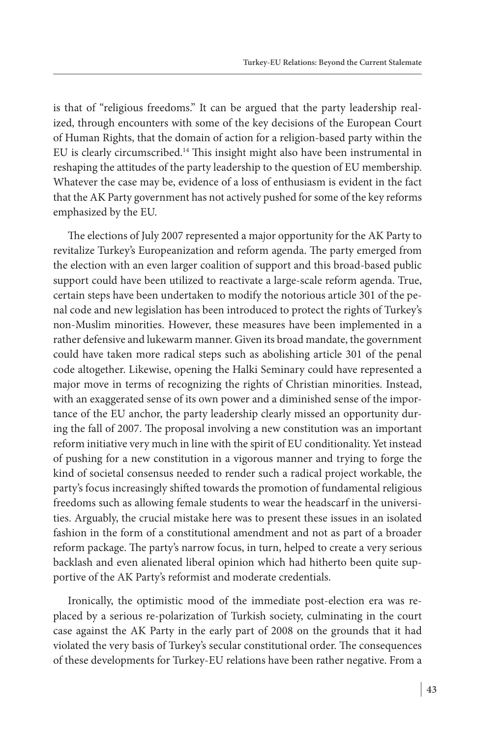is that of "religious freedoms." It can be argued that the party leadership realized, through encounters with some of the key decisions of the European Court of Human Rights, that the domain of action for a religion-based party within the EU is clearly circumscribed.[14] This insight might also have been instrumental in reshaping the attitudes of the party leadership to the question of EU membership. Whatever the case may be, evidence of a loss of enthusiasm is evident in the fact that the AK Party government has not actively pushed for some of the key reforms emphasized by the EU.

The elections of July 2007 represented a major opportunity for the AK Party to revitalize Turkey's Europeanization and reform agenda. The party emerged from the election with an even larger coalition of support and this broad-based public support could have been utilized to reactivate a large-scale reform agenda. True, certain steps have been undertaken to modify the notorious article 301 of the penal code and new legislation has been introduced to protect the rights of Turkey's non-Muslim minorities. However, these measures have been implemented in a rather defensive and lukewarm manner. Given its broad mandate, the government could have taken more radical steps such as abolishing article 301 of the penal code altogether. Likewise, opening the Halki Seminary could have represented a major move in terms of recognizing the rights of Christian minorities. Instead, with an exaggerated sense of its own power and a diminished sense of the importance of the EU anchor, the party leadership clearly missed an opportunity during the fall of 2007. The proposal involving a new constitution was an important reform initiative very much in line with the spirit of EU conditionality. Yet instead of pushing for a new constitution in a vigorous manner and trying to forge the kind of societal consensus needed to render such a radical project workable, the party's focus increasingly shifted towards the promotion of fundamental religious freedoms such as allowing female students to wear the headscarf in the universities. Arguably, the crucial mistake here was to present these issues in an isolated fashion in the form of a constitutional amendment and not as part of a broader reform package. The party's narrow focus, in turn, helped to create a very serious backlash and even alienated liberal opinion which had hitherto been quite supportive of the AK Party's reformist and moderate credentials.

Ironically, the optimistic mood of the immediate post-election era was replaced by a serious re-polarization of Turkish society, culminating in the court case against the AK Party in the early part of 2008 on the grounds that it had violated the very basis of Turkey's secular constitutional order. The consequences of these developments for Turkey-EU relations have been rather negative. From a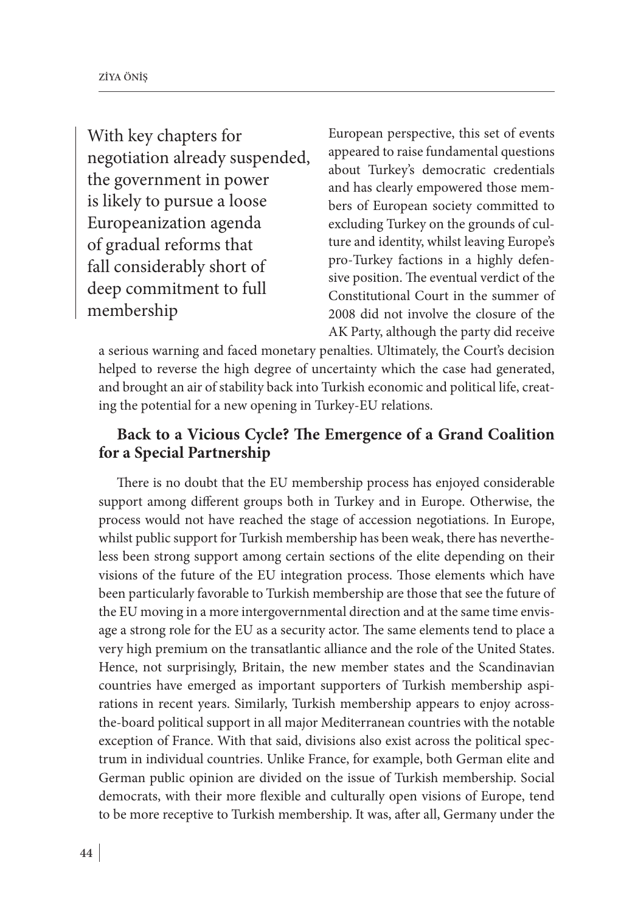> With key chapters for negotiation already suspended, the government in power is likely to pursue a loose Europeanization agenda of gradual reforms that fall considerably short of deep commitment to full membership

European perspective, this set of events appeared to raise fundamental questions about Turkey's democratic credentials and has clearly empowered those members of European society committed to excluding Turkey on the grounds of culture and identity, whilst leaving Europe's pro-Turkey factions in a highly defensive position. The eventual verdict of the Constitutional Court in the summer of 2008 did not involve the closure of the AK Party, although the party did receive a serious warning and faced monetary penalties. Ultimately, the Court's decision helped to reverse the high degree of uncertainty which the case had generated, and brought an air of stability back into Turkish economic and political life, creating the potential for a new opening in Turkey-EU relations.

## Back to a Vicious Cycle? The Emergence of a Grand Coalition for a Special Partnership

There is no doubt that the EU membership process has enjoyed considerable support among different groups both in Turkey and in Europe. Otherwise, the process would not have reached the stage of accession negotiations. In Europe, whilst public support for Turkish membership has been weak, there has nevertheless been strong support among certain sections of the elite depending on their visions of the future of the EU integration process. Those elements which have been particularly favorable to Turkish membership are those that see the future of the EU moving in a more intergovernmental direction and at the same time envisage a strong role for the EU as a security actor. The same elements tend to place a very high premium on the transatlantic alliance and the role of the United States. Hence, not surprisingly, Britain, the new member states and the Scandinavian countries have emerged as important supporters of Turkish membership aspirations in recent years. Similarly, Turkish membership appears to enjoy across-the-board political support in all major Mediterranean countries with the notable exception of France. With that said, divisions also exist across the political spectrum in individual countries. Unlike France, for example, both German elite and German public opinion are divided on the issue of Turkish membership. Social democrats, with their more flexible and culturally open visions of Europe, tend to be more receptive to Turkish membership. It was, after all, Germany under the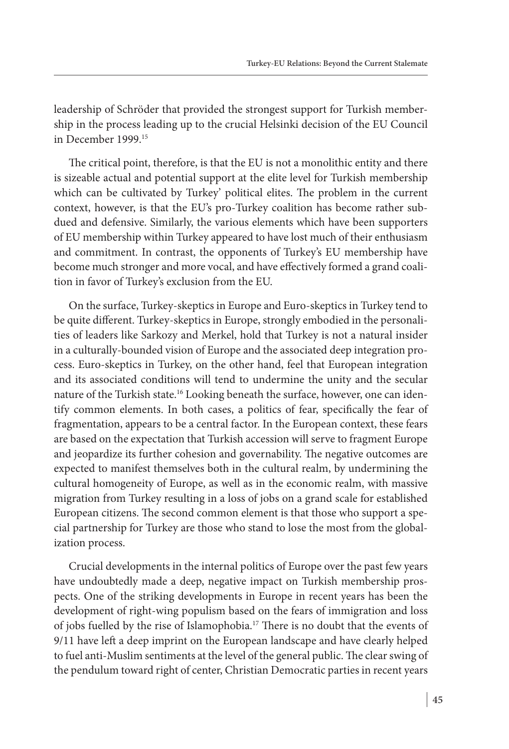leadership of Schröder that provided the strongest support for Turkish membership in the process leading up to the crucial Helsinki decision of the EU Council in December 1999.[15]

The critical point, therefore, is that the EU is not a monolithic entity and there is sizeable actual and potential support at the elite level for Turkish membership which can be cultivated by Turkey' political elites. The problem in the current context, however, is that the EU's pro-Turkey coalition has become rather subdued and defensive. Similarly, the various elements which have been supporters of EU membership within Turkey appeared to have lost much of their enthusiasm and commitment. In contrast, the opponents of Turkey's EU membership have become much stronger and more vocal, and have effectively formed a grand coalition in favor of Turkey's exclusion from the EU.

On the surface, Turkey-skeptics in Europe and Euro-skeptics in Turkey tend to be quite different. Turkey-skeptics in Europe, strongly embodied in the personalities of leaders like Sarkozy and Merkel, hold that Turkey is not a natural insider in a culturally-bounded vision of Europe and the associated deep integration process. Euro-skeptics in Turkey, on the other hand, feel that European integration and its associated conditions will tend to undermine the unity and the secular nature of the Turkish state.[16] Looking beneath the surface, however, one can identify common elements. In both cases, a politics of fear, specifically the fear of fragmentation, appears to be a central factor. In the European context, these fears are based on the expectation that Turkish accession will serve to fragment Europe and jeopardize its further cohesion and governability. The negative outcomes are expected to manifest themselves both in the cultural realm, by undermining the cultural homogeneity of Europe, as well as in the economic realm, with massive migration from Turkey resulting in a loss of jobs on a grand scale for established European citizens. The second common element is that those who support a special partnership for Turkey are those who stand to lose the most from the globalization process.

Crucial developments in the internal politics of Europe over the past few years have undoubtedly made a deep, negative impact on Turkish membership prospects. One of the striking developments in Europe in recent years has been the development of right-wing populism based on the fears of immigration and loss of jobs fuelled by the rise of Islamophobia.[17] There is no doubt that the events of 9/11 have left a deep imprint on the European landscape and have clearly helped to fuel anti-Muslim sentiments at the level of the general public. The clear swing of the pendulum toward right of center, Christian Democratic parties in recent years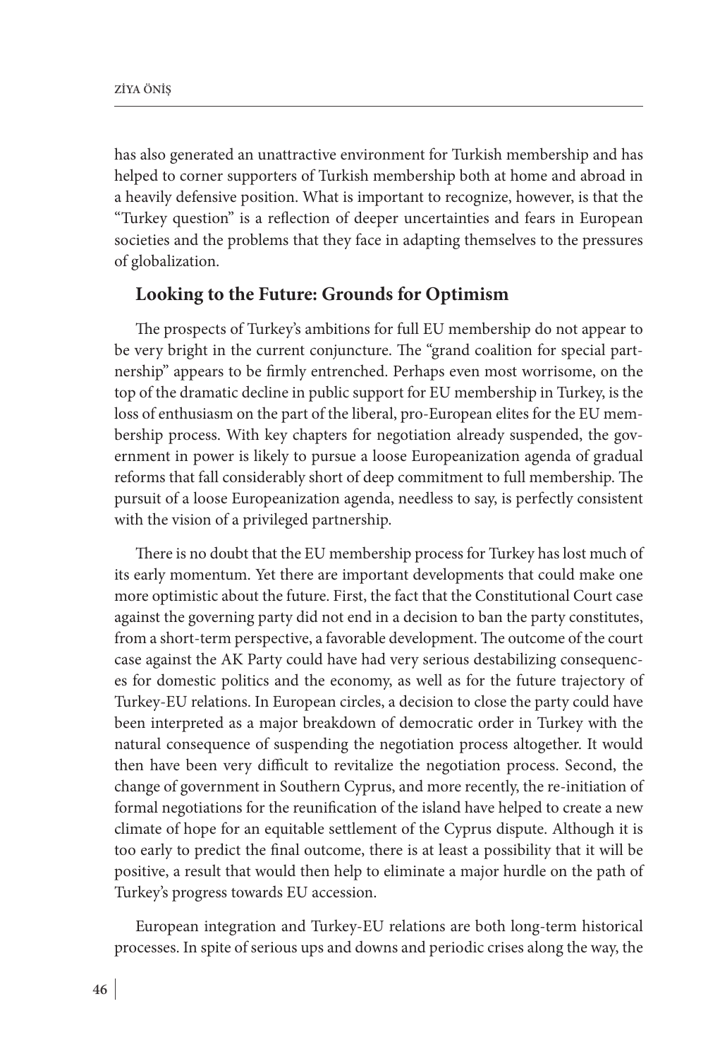has also generated an unattractive environment for Turkish membership and has helped to corner supporters of Turkish membership both at home and abroad in a heavily defensive position. What is important to recognize, however, is that the "Turkey question" is a reflection of deeper uncertainties and fears in European societies and the problems that they face in adapting themselves to the pressures of globalization.

## Looking to the Future: Grounds for Optimism

The prospects of Turkey's ambitions for full EU membership do not appear to be very bright in the current conjuncture. The "grand coalition for special partnership" appears to be firmly entrenched. Perhaps even most worrisome, on the top of the dramatic decline in public support for EU membership in Turkey, is the loss of enthusiasm on the part of the liberal, pro-European elites for the EU membership process. With key chapters for negotiation already suspended, the government in power is likely to pursue a loose Europeanization agenda of gradual reforms that fall considerably short of deep commitment to full membership. The pursuit of a loose Europeanization agenda, needless to say, is perfectly consistent with the vision of a privileged partnership.

There is no doubt that the EU membership process for Turkey has lost much of its early momentum. Yet there are important developments that could make one more optimistic about the future. First, the fact that the Constitutional Court case against the governing party did not end in a decision to ban the party constitutes, from a short-term perspective, a favorable development. The outcome of the court case against the AK Party could have had very serious destabilizing consequences for domestic politics and the economy, as well as for the future trajectory of Turkey-EU relations. In European circles, a decision to close the party could have been interpreted as a major breakdown of democratic order in Turkey with the natural consequence of suspending the negotiation process altogether. It would then have been very difficult to revitalize the negotiation process. Second, the change of government in Southern Cyprus, and more recently, the re-initiation of formal negotiations for the reunification of the island have helped to create a new climate of hope for an equitable settlement of the Cyprus dispute. Although it is too early to predict the final outcome, there is at least a possibility that it will be positive, a result that would then help to eliminate a major hurdle on the path of Turkey's progress towards EU accession.

European integration and Turkey-EU relations are both long-term historical processes. In spite of serious ups and downs and periodic crises along the way, the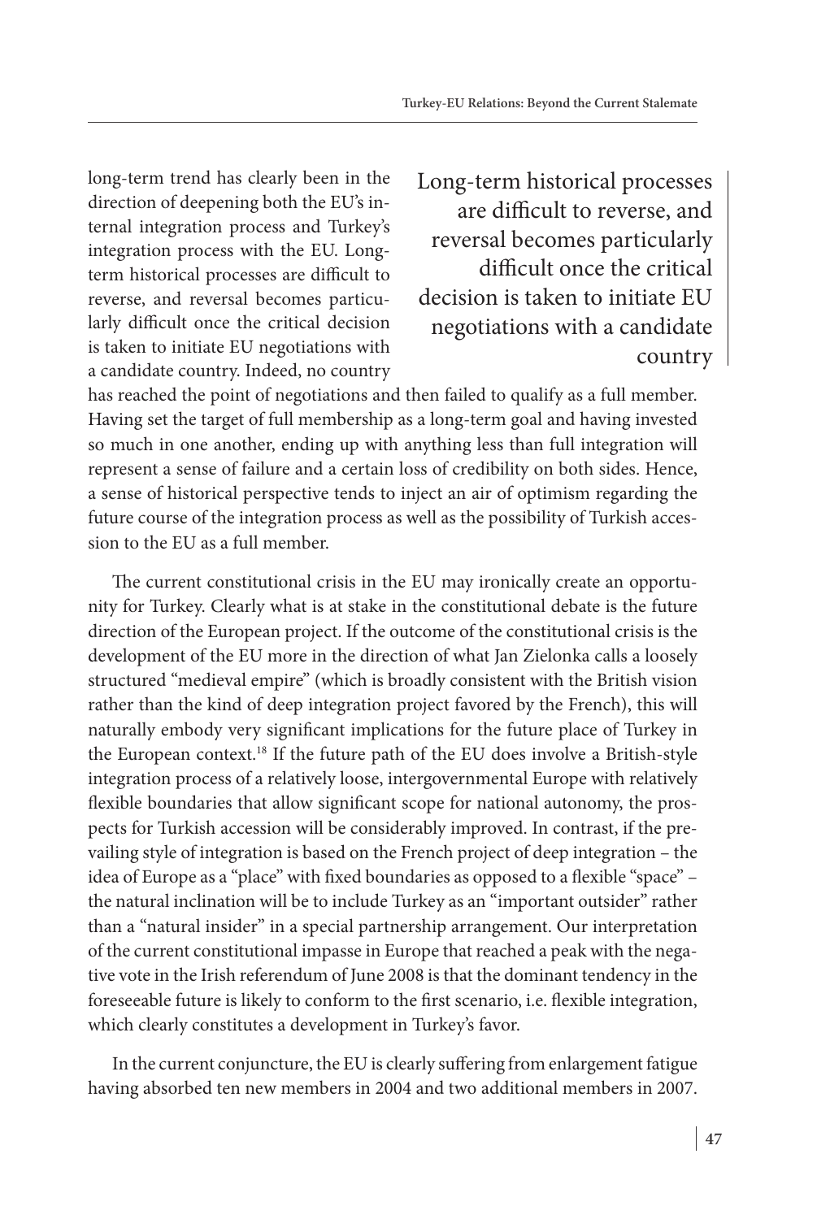long-term trend has clearly been in the direction of deepening both the EU's internal integration process and Turkey's integration process with the EU. Long-term historical processes are difficult to reverse, and reversal becomes particularly difficult once the critical decision is taken to initiate EU negotiations with a candidate country. Indeed, no country has reached the point of negotiations and then failed to qualify as a full member. Having set the target of full membership as a long-term goal and having invested so much in one another, ending up with anything less than full integration will represent a sense of failure and a certain loss of credibility on both sides. Hence, a sense of historical perspective tends to inject an air of optimism regarding the future course of the integration process as well as the possibility of Turkish accession to the EU as a full member.

> Long-term historical processes are difficult to reverse, and reversal becomes particularly difficult once the critical decision is taken to initiate EU negotiations with a candidate country

The current constitutional crisis in the EU may ironically create an opportunity for Turkey. Clearly what is at stake in the constitutional debate is the future direction of the European project. If the outcome of the constitutional crisis is the development of the EU more in the direction of what Jan Zielonka calls a loosely structured "medieval empire" (which is broadly consistent with the British vision rather than the kind of deep integration project favored by the French), this will naturally embody very significant implications for the future place of Turkey in the European context.[18] If the future path of the EU does involve a British-style integration process of a relatively loose, intergovernmental Europe with relatively flexible boundaries that allow significant scope for national autonomy, the prospects for Turkish accession will be considerably improved. In contrast, if the prevailing style of integration is based on the French project of deep integration – the idea of Europe as a "place" with fixed boundaries as opposed to a flexible "space" – the natural inclination will be to include Turkey as an "important outsider" rather than a "natural insider" in a special partnership arrangement. Our interpretation of the current constitutional impasse in Europe that reached a peak with the negative vote in the Irish referendum of June 2008 is that the dominant tendency in the foreseeable future is likely to conform to the first scenario, i.e. flexible integration, which clearly constitutes a development in Turkey's favor.

In the current conjuncture, the EU is clearly suffering from enlargement fatigue having absorbed ten new members in 2004 and two additional members in 2007.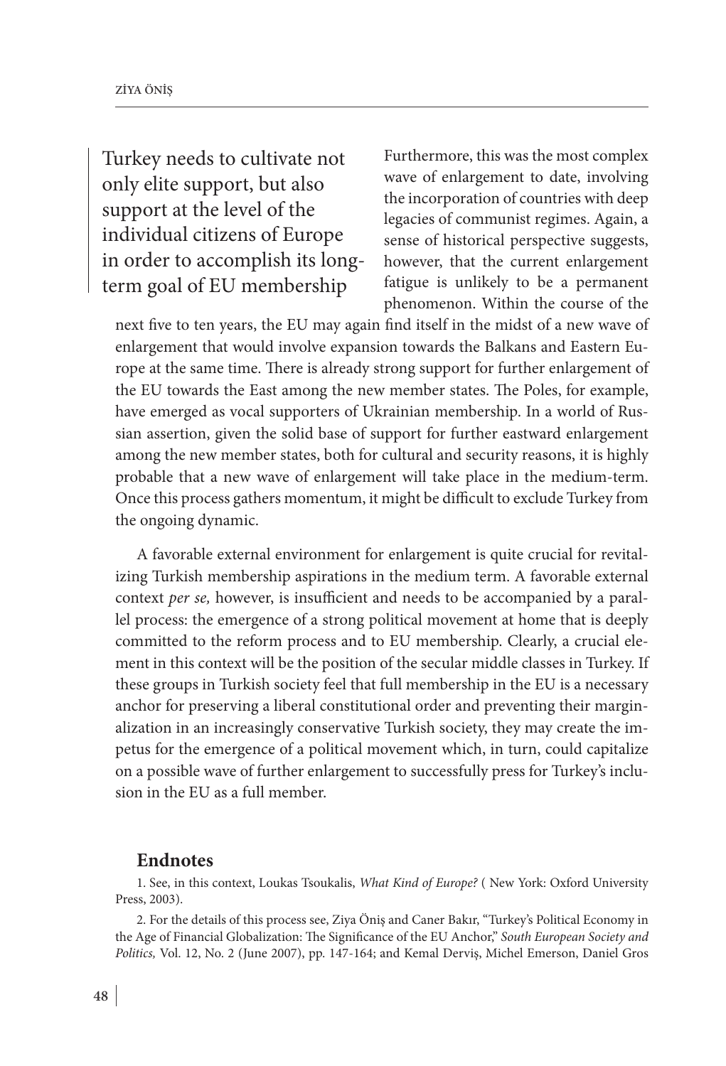> Turkey needs to cultivate not only elite support, but also support at the level of the individual citizens of Europe in order to accomplish its long-term goal of EU membership

Furthermore, this was the most complex wave of enlargement to date, involving the incorporation of countries with deep legacies of communist regimes. Again, a sense of historical perspective suggests, however, that the current enlargement fatigue is unlikely to be a permanent phenomenon. Within the course of the next five to ten years, the EU may again find itself in the midst of a new wave of enlargement that would involve expansion towards the Balkans and Eastern Europe at the same time. There is already strong support for further enlargement of the EU towards the East among the new member states. The Poles, for example, have emerged as vocal supporters of Ukrainian membership. In a world of Russian assertion, given the solid base of support for further eastward enlargement among the new member states, both for cultural and security reasons, it is highly probable that a new wave of enlargement will take place in the medium-term. Once this process gathers momentum, it might be difficult to exclude Turkey from the ongoing dynamic.

A favorable external environment for enlargement is quite crucial for revitalizing Turkish membership aspirations in the medium term. A favorable external context *per se,* however, is insufficient and needs to be accompanied by a parallel process: the emergence of a strong political movement at home that is deeply committed to the reform process and to EU membership. Clearly, a crucial element in this context will be the position of the secular middle classes in Turkey. If these groups in Turkish society feel that full membership in the EU is a necessary anchor for preserving a liberal constitutional order and preventing their marginalization in an increasingly conservative Turkish society, they may create the impetus for the emergence of a political movement which, in turn, could capitalize on a possible wave of further enlargement to successfully press for Turkey's inclusion in the EU as a full member.

## Endnotes

1. See, in this context, Loukas Tsoukalis, *What Kind of Europe?* ( New York: Oxford University Press, 2003).

2. For the details of this process see, Ziya Öniş and Caner Bakır, "Turkey's Political Economy in the Age of Financial Globalization: The Significance of the EU Anchor," *South European Society and Politics,* Vol. 12, No. 2 (June 2007), pp. 147-164; and Kemal Derviş, Michel Emerson, Daniel Gros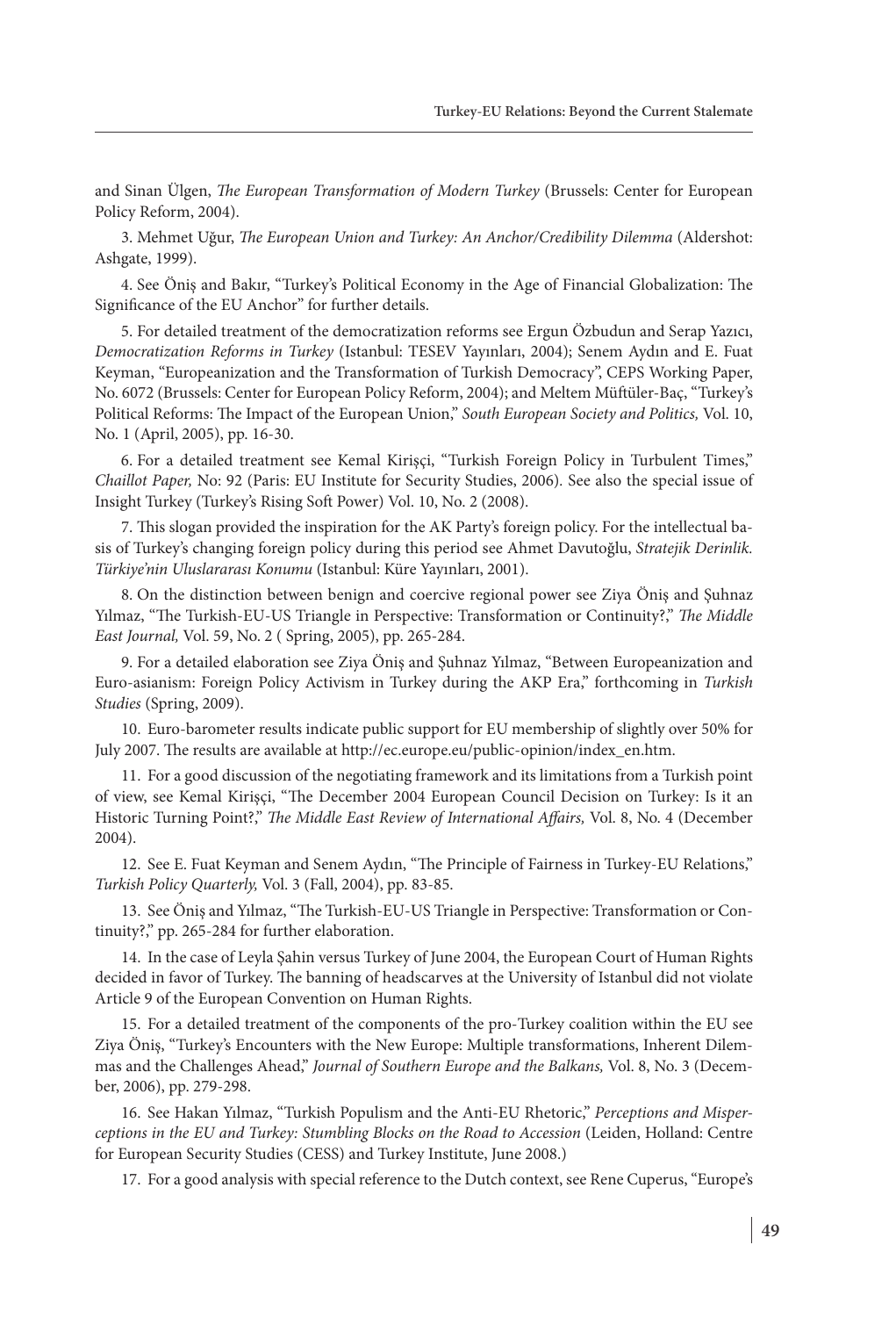and Sinan Ülgen, *The European Transformation of Modern Turkey* (Brussels: Center for European Policy Reform, 2004).

3. Mehmet Uğur, *The European Union and Turkey: An Anchor/Credibility Dilemma* (Aldershot: Ashgate, 1999).

4. See Öniş and Bakır, "Turkey's Political Economy in the Age of Financial Globalization: The Significance of the EU Anchor" for further details.

5. For detailed treatment of the democratization reforms see Ergun Özbudun and Serap Yazıcı, *Democratization Reforms in Turkey* (Istanbul: TESEV Yayınları, 2004); Senem Aydın and E. Fuat Keyman, "Europeanization and the Transformation of Turkish Democracy", CEPS Working Paper, No. 6072 (Brussels: Center for European Policy Reform, 2004); and Meltem Müftüler-Baç, "Turkey's Political Reforms: The Impact of the European Union," *South European Society and Politics,* Vol. 10, No. 1 (April, 2005), pp. 16-30.

6. For a detailed treatment see Kemal Kirişçi, "Turkish Foreign Policy in Turbulent Times," *Chaillot Paper,* No: 92 (Paris: EU Institute for Security Studies, 2006). See also the special issue of Insight Turkey (Turkey's Rising Soft Power) Vol. 10, No. 2 (2008).

7. This slogan provided the inspiration for the AK Party's foreign policy. For the intellectual basis of Turkey's changing foreign policy during this period see Ahmet Davutoğlu, *Stratejik Derinlik. Türkiye'nin Uluslararası Konumu* (Istanbul: Küre Yayınları, 2001).

8. On the distinction between benign and coercive regional power see Ziya Öniş and Şuhnaz Yılmaz, "The Turkish-EU-US Triangle in Perspective: Transformation or Continuity?," *The Middle East Journal,* Vol. 59, No. 2 ( Spring, 2005), pp. 265-284.

9. For a detailed elaboration see Ziya Öniş and Şuhnaz Yılmaz, "Between Europeanization and Euro-asianism: Foreign Policy Activism in Turkey during the AKP Era," forthcoming in *Turkish Studies* (Spring, 2009).

10. Euro-barometer results indicate public support for EU membership of slightly over 50% for July 2007. The results are available at http://ec.europe.eu/public-opinion/index_en.htm.

11. For a good discussion of the negotiating framework and its limitations from a Turkish point of view, see Kemal Kirişçi, "The December 2004 European Council Decision on Turkey: Is it an Historic Turning Point?," *The Middle East Review of International Affairs,* Vol. 8, No. 4 (December 2004).

12. See E. Fuat Keyman and Senem Aydın, "The Principle of Fairness in Turkey-EU Relations," *Turkish Policy Quarterly,* Vol. 3 (Fall, 2004), pp. 83-85.

13. See Öniş and Yılmaz, "The Turkish-EU-US Triangle in Perspective: Transformation or Continuity?," pp. 265-284 for further elaboration.

14. In the case of Leyla Şahin versus Turkey of June 2004, the European Court of Human Rights decided in favor of Turkey. The banning of headscarves at the University of Istanbul did not violate Article 9 of the European Convention on Human Rights.

15. For a detailed treatment of the components of the pro-Turkey coalition within the EU see Ziya Öniş, "Turkey's Encounters with the New Europe: Multiple transformations, Inherent Dilemmas and the Challenges Ahead," *Journal of Southern Europe and the Balkans,* Vol. 8, No. 3 (December, 2006), pp. 279-298.

16. See Hakan Yılmaz, "Turkish Populism and the Anti-EU Rhetoric," *Perceptions and Misperceptions in the EU and Turkey: Stumbling Blocks on the Road to Accession* (Leiden, Holland: Centre for European Security Studies (CESS) and Turkey Institute, June 2008.)

17. For a good analysis with special reference to the Dutch context, see Rene Cuperus, "Europe's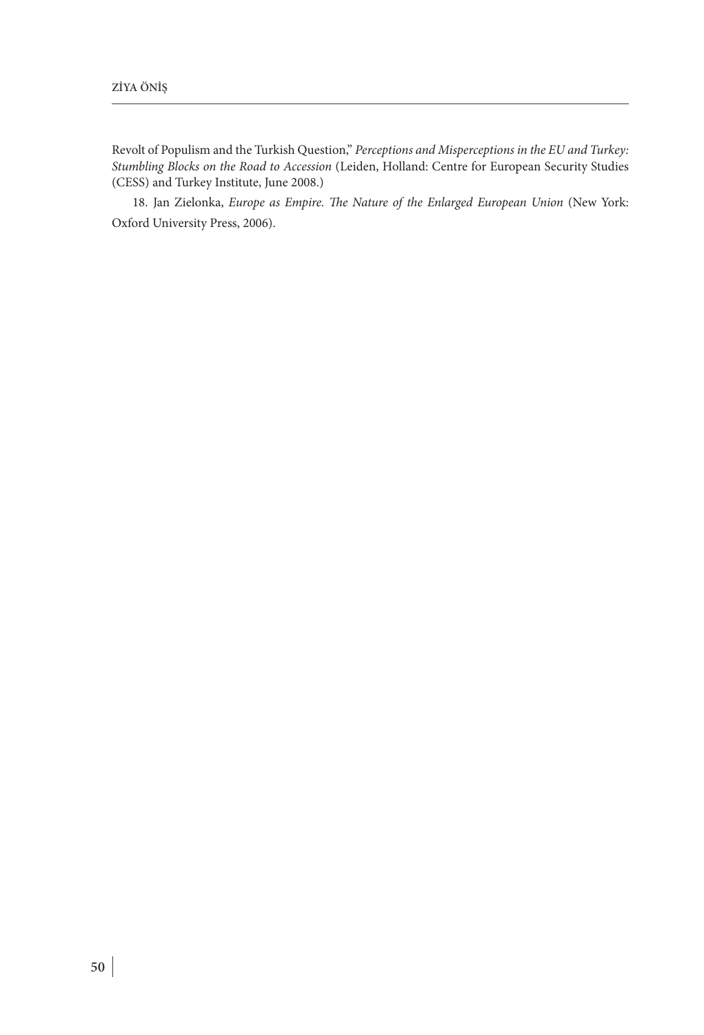Revolt of Populism and the Turkish Question," *Perceptions and Misperceptions in the EU and Turkey: Stumbling Blocks on the Road to Accession* (Leiden, Holland: Centre for European Security Studies (CESS) and Turkey Institute, June 2008.)

18. Jan Zielonka, *Europe as Empire. The Nature of the Enlarged European Union* (New York: Oxford University Press, 2006).